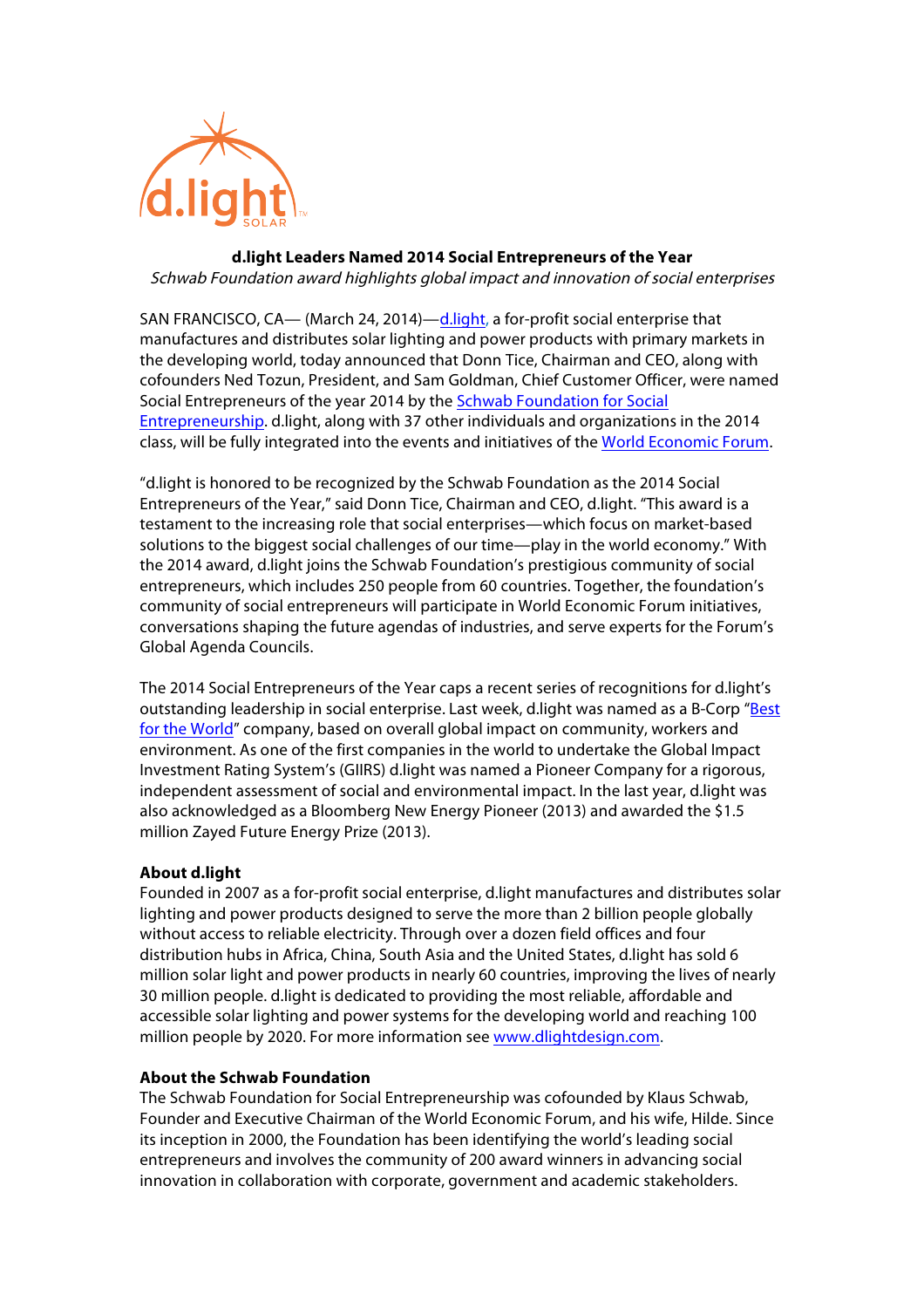**d.light Leaders Named 2014 Social Entrepreneurs of the Year**

*Schwab Foundation award highlights global impact and innovation of social enterprises*

SAN FRANCISCO, CA— (March 24, 2014)—d.light, a for-profit social enterprise that manufactures and distributes solar lighting and power products with primary markets in the developing world, today announced that Donn Tice, Chairman and CEO, along with cofounders Ned Tozun, President, and Sam Goldman, Chief Customer Officer, were named Social Entrepreneurs of the year 2014 by the Schwab Foundation for Social Entrepreneurship. d.light, along with 37 other individuals and organizations in the 2014 class, will be fully integrated into the events and initiatives of the World Economic Forum.

"d.light is honored to be recognized by the Schwab Foundation as the 2014 Social Entrepreneurs of the Year," said Donn Tice, Chairman and CEO, d.light. "This award is a testament to the increasing role that social enterprises—which focus on market-based solutions to the biggest social challenges of our time—play in the world economy." With the 2014 award, d.light joins the Schwab Foundation's prestigious community of social entrepreneurs, which includes 250 people from 60 countries. Together, the foundation's community of social entrepreneurs will participate in World Economic Forum initiatives, conversations shaping the future agendas of industries, and serve experts for the Forum's Global Agenda Councils.

The 2014 Social Entrepreneurs of the Year caps a recent series of recognitions for d.light's outstanding leadership in social enterprise. Last week, d.light was named as a B-Corp "Best for the World" company, based on overall global impact on community, workers and environment. As one of the first companies in the world to undertake the Global Impact Investment Rating System's (GIIRS) d.light was named a Pioneer Company for a rigorous, independent assessment of social and environmental impact. In the last year, d.light was also acknowledged as a Bloomberg New Energy Pioneer (2013) and awarded the $1.5 million Zayed Future Energy Prize (2013).

**About d.light**

Founded in 2007 as a for-profit social enterprise, d.light manufactures and distributes solar lighting and power products designed to serve the more than 2 billion people globally without access to reliable electricity. Through over a dozen field offices and four distribution hubs in Africa, China, South Asia and the United States, d.light has sold 6 million solar light and power products in nearly 60 countries, improving the lives of nearly 30 million people. d.light is dedicated to providing the most reliable, affordable and accessible solar lighting and power systems for the developing world and reaching 100 million people by 2020. For more information see www.dlightdesign.com.

**About the Schwab Foundation**

The Schwab Foundation for Social Entrepreneurship was cofounded by Klaus Schwab, Founder and Executive Chairman of the World Economic Forum, and his wife, Hilde. Since its inception in 2000, the Foundation has been identifying the world's leading social entrepreneurs and involves the community of 200 award winners in advancing social innovation in collaboration with corporate, government and academic stakeholders.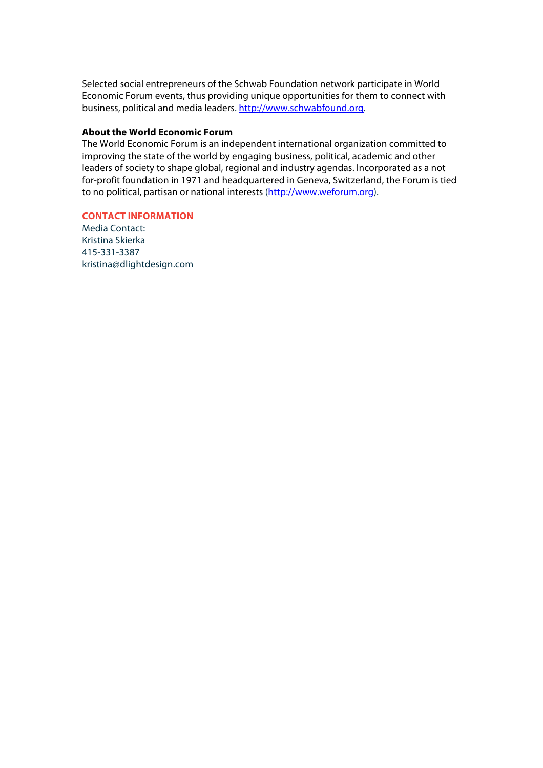Selected social entrepreneurs of the Schwab Foundation network participate in World Economic Forum events, thus providing unique opportunities for them to connect with business, political and media leaders. http://www.schwabfound.org.

**About the World Economic Forum**

The World Economic Forum is an independent international organization committed to improving the state of the world by engaging business, political, academic and other leaders of society to shape global, regional and industry agendas. Incorporated as a not for-profit foundation in 1971 and headquartered in Geneva, Switzerland, the Forum is tied to no political, partisan or national interests (http://www.weforum.org).

**CONTACT INFORMATION**

Media Contact:
Kristina Skierka
415-331-3387
kristina@dlightdesign.com